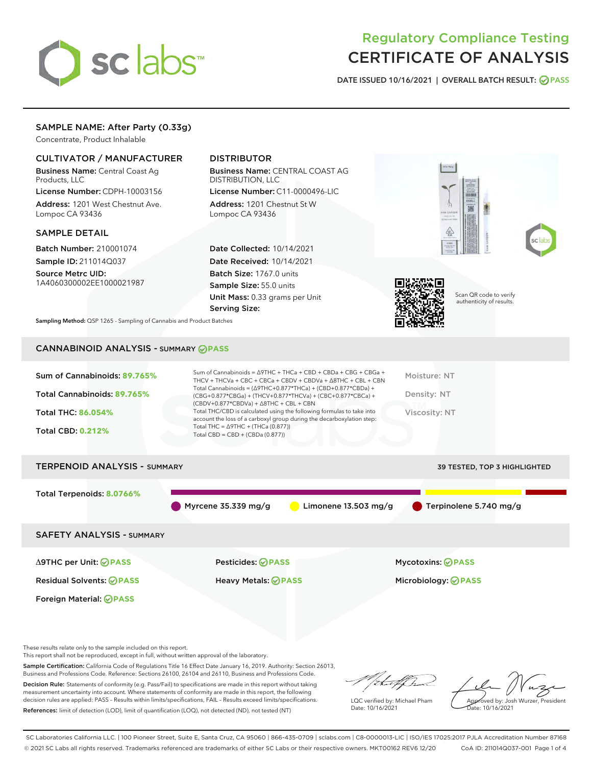# Regulatory Compliance Testing
# CERTIFICATE OF ANALYSIS

DATE ISSUED 10/16/2021 | OVERALL BATCH RESULT: PASS

## SAMPLE NAME: After Party (0.33g)

Concentrate, Product Inhalable

### CULTIVATOR / MANUFACTURER

**Business Name:** Central Coast Ag Products, LLC
**License Number:** CDPH-10003156
**Address:** 1201 West Chestnut Ave. Lompoc CA 93436

### DISTRIBUTOR

**Business Name:** CENTRAL COAST AG DISTRIBUTION, LLC
**License Number:** C11-0000496-LIC
**Address:** 1201 Chestnut St W Lompoc CA 93436

### SAMPLE DETAIL

**Batch Number:** 210001074
**Sample ID:** 211014Q037
**Source Metrc UID:** 1A4060300002EE1000021987

**Date Collected:** 10/14/2021
**Date Received:** 10/14/2021
**Batch Size:** 1767.0 units
**Sample Size:** 55.0 units
**Unit Mass:** 0.33 grams per Unit
**Serving Size:**

Scan QR code to verify authenticity of results.

**Sampling Method:** QSP 1265 - Sampling of Cannabis and Product Batches

## CANNABINOID ANALYSIS - SUMMARY PASS

Sum of Cannabinoids: **89.765%**

Total Cannabinoids: **89.765%**

Total THC: **86.054%**

Total CBD: **0.212%**

Sum of Cannabinoids = Δ9THC + THCa + CBD + CBDa + CBG + CBGa + THCV + THCVa + CBC + CBCa + CBDV + CBDVa + Δ8THC + CBL + CBN
Total Cannabinoids = (Δ9THC+0.877*THCa) + (CBD+0.877*CBDa) + (CBG+0.877*CBGa) + (THCV+0.877*THCVa) + (CBC+0.877*CBCa) + (CBDV+0.877*CBDVa) + Δ8THC + CBL + CBN
Total THC/CBD is calculated using the following formulas to take into account the loss of a carboxyl group during the decarboxylation step:
Total THC = Δ9THC + (THCa (0.877))
Total CBD = CBD + (CBDa (0.877))

Moisture: NT

Density: NT

Viscosity: NT

## TERPENOID ANALYSIS - SUMMARY

39 TESTED, TOP 3 HIGHLIGHTED

Total Terpenoids: **8.0766%**

Myrcene 35.339 mg/g | Limonene 13.503 mg/g | Terpinolene 5.740 mg/g

## SAFETY ANALYSIS - SUMMARY

| | | |
|---|---|---|
| Δ9THC per Unit: PASS | Pesticides: PASS | Mycotoxins: PASS |
| Residual Solvents: PASS | Heavy Metals: PASS | Microbiology: PASS |
| Foreign Material: PASS | | |

These results relate only to the sample included on this report.
This report shall not be reproduced, except in full, without written approval of the laboratory.

**Sample Certification:** California Code of Regulations Title 16 Effect Date January 16, 2019. Authority: Section 26013, Business and Professions Code. Reference: Sections 26100, 26104 and 26110, Business and Professions Code.

**Decision Rule:** Statements of conformity (e.g. Pass/Fail) to specifications are made in this report without taking measurement uncertainty into account. Where statements of conformity are made in this report, the following decision rules are applied: PASS – Results within limits/specifications, FAIL – Results exceed limits/specifications.

**References:** limit of detection (LOD), limit of quantification (LOQ), not detected (ND), not tested (NT)

LQC verified by: Michael Pham
Date: 10/16/2021

Approved by: Josh Wurzer, President
Date: 10/16/2021

SC Laboratories California LLC. | 100 Pioneer Street, Suite E, Santa Cruz, CA 95060 | 866-435-0709 | sclabs.com | C8-0000013-LIC | ISO/IES 17025:2017 PJLA Accreditation Number 87168
© 2021 SC Labs all rights reserved. Trademarks referenced are trademarks of either SC Labs or their respective owners. MKT00162 REV6 12/20 CoA ID: 211014Q037-001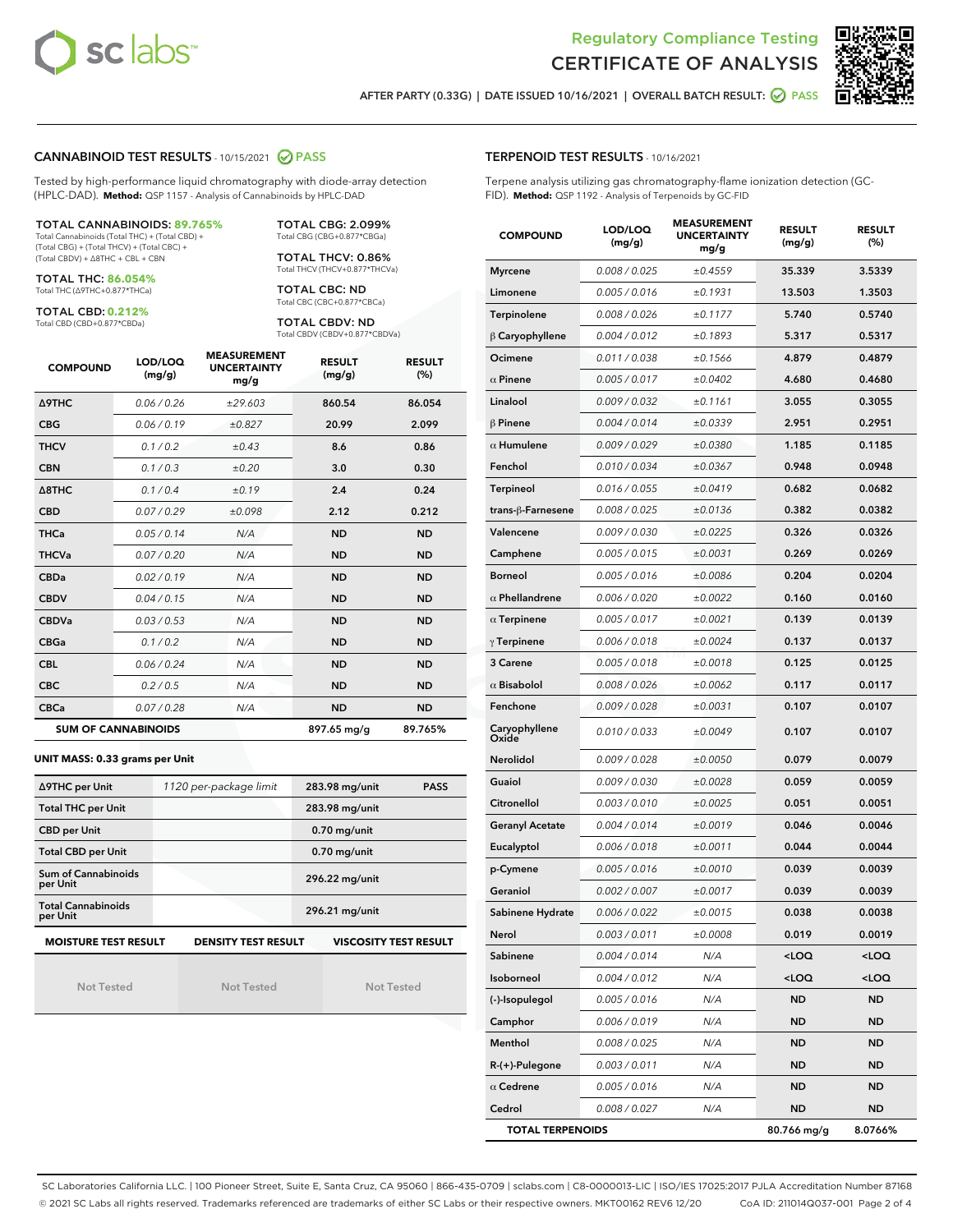# Regulatory Compliance Testing
## CERTIFICATE OF ANALYSIS

AFTER PARTY (0.33G) | DATE ISSUED 10/16/2021 | OVERALL BATCH RESULT: PASS

## CANNABINOID TEST RESULTS - 10/15/2021 PASS

Tested by high-performance liquid chromatography with diode-array detection (HPLC-DAD). **Method:** QSP 1157 - Analysis of Cannabinoids by HPLC-DAD

**TOTAL CANNABINOIDS: 89.765%**
Total Cannabinoids (Total THC) + (Total CBD) + (Total CBG) + (Total THCV) + (Total CBC) + (Total CBDV) + Δ8THC + CBL + CBN

**TOTAL THC: 86.054%**
Total THC (Δ9THC+0.877*THCa)

**TOTAL CBD: 0.212%**
Total CBD (CBD+0.877*CBDa)

**TOTAL CBG: 2.099%**
Total CBG (CBG+0.877*CBGa)

**TOTAL THCV: 0.86%**
Total THCV (THCV+0.877*THCVa)

**TOTAL CBC: ND**
Total CBC (CBC+0.877*CBCa)

**TOTAL CBDV: ND**
Total CBDV (CBDV+0.877*CBDVa)

| COMPOUND | LOD/LOQ (mg/g) | MEASUREMENT UNCERTAINTY mg/g | RESULT (mg/g) | RESULT (%) |
|---|---|---|---|---|
| Δ9THC | 0.06 / 0.26 | ±29.603 | 860.54 | 86.054 |
| CBG | 0.06 / 0.19 | ±0.827 | 20.99 | 2.099 |
| THCV | 0.1 / 0.2 | ±0.43 | 8.6 | 0.86 |
| CBN | 0.1 / 0.3 | ±0.20 | 3.0 | 0.30 |
| Δ8THC | 0.1 / 0.4 | ±0.19 | 2.4 | 0.24 |
| CBD | 0.07 / 0.29 | ±0.098 | 2.12 | 0.212 |
| THCa | 0.05 / 0.14 | N/A | ND | ND |
| THCVa | 0.07 / 0.20 | N/A | ND | ND |
| CBDa | 0.02 / 0.19 | N/A | ND | ND |
| CBDV | 0.04 / 0.15 | N/A | ND | ND |
| CBDVa | 0.03 / 0.53 | N/A | ND | ND |
| CBGa | 0.1 / 0.2 | N/A | ND | ND |
| CBL | 0.06 / 0.24 | N/A | ND | ND |
| CBC | 0.2 / 0.5 | N/A | ND | ND |
| CBCa | 0.07 / 0.28 | N/A | ND | ND |
| **SUM OF CANNABINOIDS** | | | 897.65 mg/g | 89.765% |

**UNIT MASS: 0.33 grams per Unit**

| | | | |
|---|---|---|---|
| Δ9THC per Unit | 1120 per-package limit | 283.98 mg/unit | PASS |
| Total THC per Unit | | 283.98 mg/unit | |
| CBD per Unit | | 0.70 mg/unit | |
| Total CBD per Unit | | 0.70 mg/unit | |
| Sum of Cannabinoids per Unit | | 296.22 mg/unit | |
| Total Cannabinoids per Unit | | 296.21 mg/unit | |

| MOISTURE TEST RESULT | DENSITY TEST RESULT | VISCOSITY TEST RESULT |
|---|---|---|
| Not Tested | Not Tested | Not Tested |

## TERPENOID TEST RESULTS - 10/16/2021

Terpene analysis utilizing gas chromatography-flame ionization detection (GC-FID). **Method:** QSP 1192 - Analysis of Terpenoids by GC-FID

| COMPOUND | LOD/LOQ (mg/g) | MEASUREMENT UNCERTAINTY mg/g | RESULT (mg/g) | RESULT (%) |
|---|---|---|---|---|
| Myrcene | 0.008 / 0.025 | ±0.4559 | 35.339 | 3.5339 |
| Limonene | 0.005 / 0.016 | ±0.1931 | 13.503 | 1.3503 |
| Terpinolene | 0.008 / 0.026 | ±0.1177 | 5.740 | 0.5740 |
| β Caryophyllene | 0.004 / 0.012 | ±0.1893 | 5.317 | 0.5317 |
| Ocimene | 0.011 / 0.038 | ±0.1566 | 4.879 | 0.4879 |
| α Pinene | 0.005 / 0.017 | ±0.0402 | 4.680 | 0.4680 |
| Linalool | 0.009 / 0.032 | ±0.1161 | 3.055 | 0.3055 |
| β Pinene | 0.004 / 0.014 | ±0.0339 | 2.951 | 0.2951 |
| α Humulene | 0.009 / 0.029 | ±0.0380 | 1.185 | 0.1185 |
| Fenchol | 0.010 / 0.034 | ±0.0367 | 0.948 | 0.0948 |
| Terpineol | 0.016 / 0.055 | ±0.0419 | 0.682 | 0.0682 |
| trans-β-Farnesene | 0.008 / 0.025 | ±0.0136 | 0.382 | 0.0382 |
| Valencene | 0.009 / 0.030 | ±0.0225 | 0.326 | 0.0326 |
| Camphene | 0.005 / 0.015 | ±0.0031 | 0.269 | 0.0269 |
| Borneol | 0.005 / 0.016 | ±0.0086 | 0.204 | 0.0204 |
| α Phellandrene | 0.006 / 0.020 | ±0.0022 | 0.160 | 0.0160 |
| α Terpinene | 0.005 / 0.017 | ±0.0021 | 0.139 | 0.0139 |
| γ Terpinene | 0.006 / 0.018 | ±0.0024 | 0.137 | 0.0137 |
| 3 Carene | 0.005 / 0.018 | ±0.0018 | 0.125 | 0.0125 |
| α Bisabolol | 0.008 / 0.026 | ±0.0062 | 0.117 | 0.0117 |
| Fenchone | 0.009 / 0.028 | ±0.0031 | 0.107 | 0.0107 |
| Caryophyllene Oxide | 0.010 / 0.033 | ±0.0049 | 0.107 | 0.0107 |
| Nerolidol | 0.009 / 0.028 | ±0.0050 | 0.079 | 0.0079 |
| Guaiol | 0.009 / 0.030 | ±0.0028 | 0.059 | 0.0059 |
| Citronellol | 0.003 / 0.010 | ±0.0025 | 0.051 | 0.0051 |
| Geranyl Acetate | 0.004 / 0.014 | ±0.0019 | 0.046 | 0.0046 |
| Eucalyptol | 0.006 / 0.018 | ±0.0011 | 0.044 | 0.0044 |
| p-Cymene | 0.005 / 0.016 | ±0.0010 | 0.039 | 0.0039 |
| Geraniol | 0.002 / 0.007 | ±0.0017 | 0.039 | 0.0039 |
| Sabinene Hydrate | 0.006 / 0.022 | ±0.0015 | 0.038 | 0.0038 |
| Nerol | 0.003 / 0.011 | ±0.0008 | 0.019 | 0.0019 |
| Sabinene | 0.004 / 0.014 | N/A | <LOQ | <LOQ |
| Isoborneol | 0.004 / 0.012 | N/A | <LOQ | <LOQ |
| (-)-Isopulegol | 0.005 / 0.016 | N/A | ND | ND |
| Camphor | 0.006 / 0.019 | N/A | ND | ND |
| Menthol | 0.008 / 0.025 | N/A | ND | ND |
| R-(+)-Pulegone | 0.003 / 0.011 | N/A | ND | ND |
| α Cedrene | 0.005 / 0.016 | N/A | ND | ND |
| Cedrol | 0.008 / 0.027 | N/A | ND | ND |
| **TOTAL TERPENOIDS** | | | 80.766 mg/g | 8.0766% |

SC Laboratories California LLC. | 100 Pioneer Street, Suite E, Santa Cruz, CA 95060 | 866-435-0709 | sclabs.com | C8-0000013-LIC | ISO/IES 17025:2017 PJLA Accreditation Number 87168
© 2021 SC Labs all rights reserved. Trademarks referenced are trademarks of either SC Labs or their respective owners. MKT00162 REV6 12/20 CoA ID: 211014Q037-001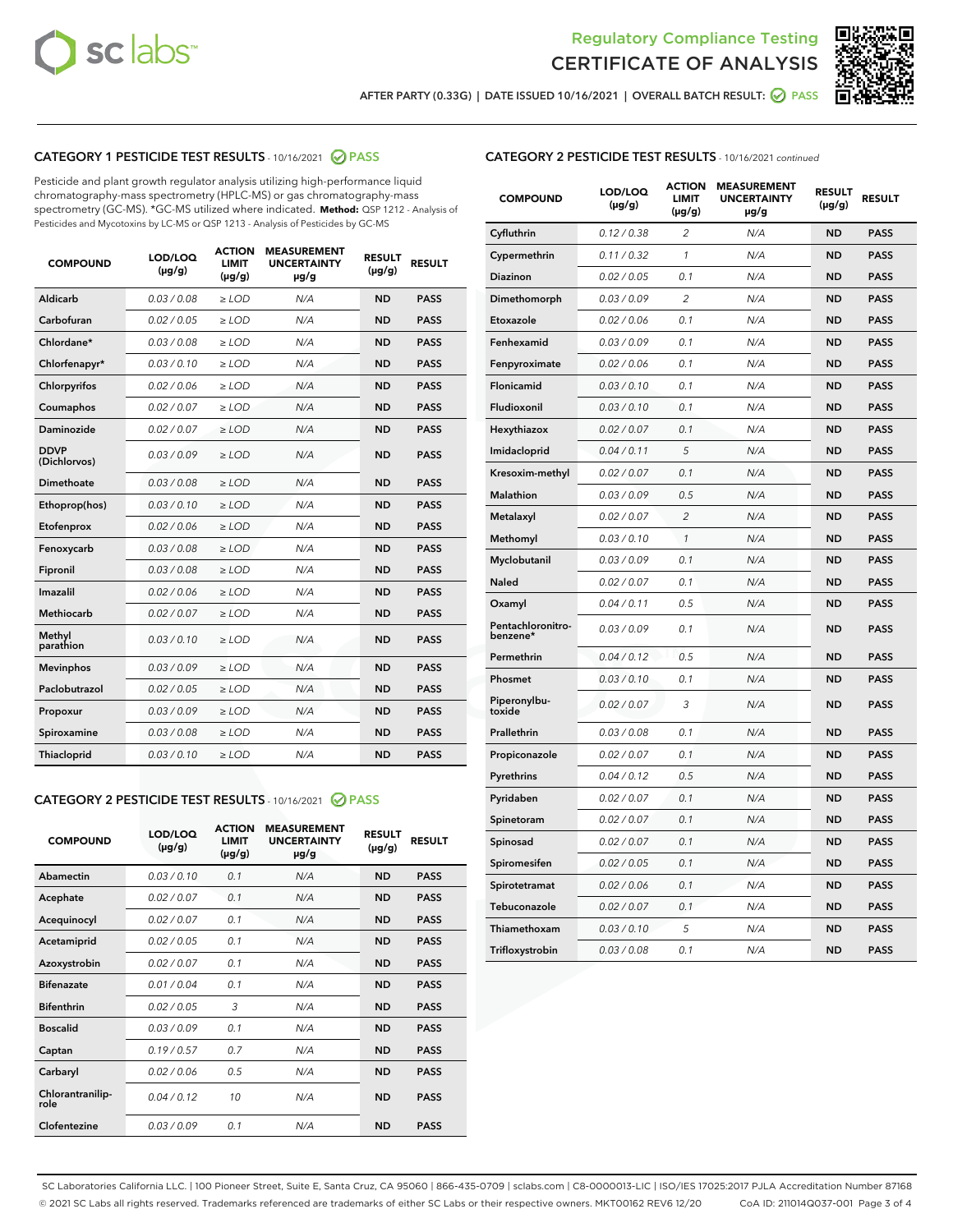Regulatory Compliance Testing
CERTIFICATE OF ANALYSIS

AFTER PARTY (0.33G) | DATE ISSUED 10/16/2021 | OVERALL BATCH RESULT: PASS

## CATEGORY 1 PESTICIDE TEST RESULTS - 10/16/2021 PASS

Pesticide and plant growth regulator analysis utilizing high-performance liquid chromatography-mass spectrometry (HPLC-MS) or gas chromatography-mass spectrometry (GC-MS). *GC-MS utilized where indicated. **Method:** QSP 1212 - Analysis of Pesticides and Mycotoxins by LC-MS or QSP 1213 - Analysis of Pesticides by GC-MS

| COMPOUND | LOD/LOQ (μg/g) | ACTION LIMIT (μg/g) | MEASUREMENT UNCERTAINTY μg/g | RESULT (μg/g) | RESULT |
|---|---|---|---|---|---|
| Aldicarb | 0.03 / 0.08 | ≥ LOD | N/A | ND | PASS |
| Carbofuran | 0.02 / 0.05 | ≥ LOD | N/A | ND | PASS |
| Chlordane* | 0.03 / 0.08 | ≥ LOD | N/A | ND | PASS |
| Chlorfenapyr* | 0.03 / 0.10 | ≥ LOD | N/A | ND | PASS |
| Chlorpyrifos | 0.02 / 0.06 | ≥ LOD | N/A | ND | PASS |
| Coumaphos | 0.02 / 0.07 | ≥ LOD | N/A | ND | PASS |
| Daminozide | 0.02 / 0.07 | ≥ LOD | N/A | ND | PASS |
| DDVP (Dichlorvos) | 0.03 / 0.09 | ≥ LOD | N/A | ND | PASS |
| Dimethoate | 0.03 / 0.08 | ≥ LOD | N/A | ND | PASS |
| Ethoprop(hos) | 0.03 / 0.10 | ≥ LOD | N/A | ND | PASS |
| Etofenprox | 0.02 / 0.06 | ≥ LOD | N/A | ND | PASS |
| Fenoxycarb | 0.03 / 0.08 | ≥ LOD | N/A | ND | PASS |
| Fipronil | 0.03 / 0.08 | ≥ LOD | N/A | ND | PASS |
| Imazalil | 0.02 / 0.06 | ≥ LOD | N/A | ND | PASS |
| Methiocarb | 0.02 / 0.07 | ≥ LOD | N/A | ND | PASS |
| Methyl parathion | 0.03 / 0.10 | ≥ LOD | N/A | ND | PASS |
| Mevinphos | 0.03 / 0.09 | ≥ LOD | N/A | ND | PASS |
| Paclobutrazol | 0.02 / 0.05 | ≥ LOD | N/A | ND | PASS |
| Propoxur | 0.03 / 0.09 | ≥ LOD | N/A | ND | PASS |
| Spiroxamine | 0.03 / 0.08 | ≥ LOD | N/A | ND | PASS |
| Thiacloprid | 0.03 / 0.10 | ≥ LOD | N/A | ND | PASS |

## CATEGORY 2 PESTICIDE TEST RESULTS - 10/16/2021 PASS

| COMPOUND | LOD/LOQ (μg/g) | ACTION LIMIT (μg/g) | MEASUREMENT UNCERTAINTY μg/g | RESULT (μg/g) | RESULT |
|---|---|---|---|---|---|
| Abamectin | 0.03 / 0.10 | 0.1 | N/A | ND | PASS |
| Acephate | 0.02 / 0.07 | 0.1 | N/A | ND | PASS |
| Acequinocyl | 0.02 / 0.07 | 0.1 | N/A | ND | PASS |
| Acetamiprid | 0.02 / 0.05 | 0.1 | N/A | ND | PASS |
| Azoxystrobin | 0.02 / 0.07 | 0.1 | N/A | ND | PASS |
| Bifenazate | 0.01 / 0.04 | 0.1 | N/A | ND | PASS |
| Bifenthrin | 0.02 / 0.05 | 3 | N/A | ND | PASS |
| Boscalid | 0.03 / 0.09 | 0.1 | N/A | ND | PASS |
| Captan | 0.19 / 0.57 | 0.7 | N/A | ND | PASS |
| Carbaryl | 0.02 / 0.06 | 0.5 | N/A | ND | PASS |
| Chlorantraniliprole | 0.04 / 0.12 | 10 | N/A | ND | PASS |
| Clofentezine | 0.03 / 0.09 | 0.1 | N/A | ND | PASS |
| Cyfluthrin | 0.12 / 0.38 | 2 | N/A | ND | PASS |
| Cypermethrin | 0.11 / 0.32 | 1 | N/A | ND | PASS |
| Diazinon | 0.02 / 0.05 | 0.1 | N/A | ND | PASS |
| Dimethomorph | 0.03 / 0.09 | 2 | N/A | ND | PASS |
| Etoxazole | 0.02 / 0.06 | 0.1 | N/A | ND | PASS |
| Fenhexamid | 0.03 / 0.09 | 0.1 | N/A | ND | PASS |
| Fenpyroximate | 0.02 / 0.06 | 0.1 | N/A | ND | PASS |
| Flonicamid | 0.03 / 0.10 | 0.1 | N/A | ND | PASS |
| Fludioxonil | 0.03 / 0.10 | 0.1 | N/A | ND | PASS |
| Hexythiazox | 0.02 / 0.07 | 0.1 | N/A | ND | PASS |
| Imidacloprid | 0.04 / 0.11 | 5 | N/A | ND | PASS |
| Kresoxim-methyl | 0.02 / 0.07 | 0.1 | N/A | ND | PASS |
| Malathion | 0.03 / 0.09 | 0.5 | N/A | ND | PASS |
| Metalaxyl | 0.02 / 0.07 | 2 | N/A | ND | PASS |
| Methomyl | 0.03 / 0.10 | 1 | N/A | ND | PASS |
| Myclobutanil | 0.03 / 0.09 | 0.1 | N/A | ND | PASS |
| Naled | 0.02 / 0.07 | 0.1 | N/A | ND | PASS |
| Oxamyl | 0.04 / 0.11 | 0.5 | N/A | ND | PASS |
| Pentachloronitrobenzene* | 0.03 / 0.09 | 0.1 | N/A | ND | PASS |
| Permethrin | 0.04 / 0.12 | 0.5 | N/A | ND | PASS |
| Phosmet | 0.03 / 0.10 | 0.1 | N/A | ND | PASS |
| Piperonylbutoxide | 0.02 / 0.07 | 3 | N/A | ND | PASS |
| Prallethrin | 0.03 / 0.08 | 0.1 | N/A | ND | PASS |
| Propiconazole | 0.02 / 0.07 | 0.1 | N/A | ND | PASS |
| Pyrethrins | 0.04 / 0.12 | 0.5 | N/A | ND | PASS |
| Pyridaben | 0.02 / 0.07 | 0.1 | N/A | ND | PASS |
| Spinetoram | 0.02 / 0.07 | 0.1 | N/A | ND | PASS |
| Spinosad | 0.02 / 0.07 | 0.1 | N/A | ND | PASS |
| Spiromesifen | 0.02 / 0.05 | 0.1 | N/A | ND | PASS |
| Spirotetramat | 0.02 / 0.06 | 0.1 | N/A | ND | PASS |
| Tebuconazole | 0.02 / 0.07 | 0.1 | N/A | ND | PASS |
| Thiamethoxam | 0.03 / 0.10 | 5 | N/A | ND | PASS |
| Trifloxystrobin | 0.03 / 0.08 | 0.1 | N/A | ND | PASS |

SC Laboratories California LLC. | 100 Pioneer Street, Suite E, Santa Cruz, CA 95060 | 866-435-0709 | sclabs.com | C8-0000013-LIC | ISO/IES 17025:2017 PJLA Accreditation Number 87168
© 2021 SC Labs all rights reserved. Trademarks referenced are trademarks of either SC Labs or their respective owners. MKT00162 REV6 12/20 CoA ID: 211014Q037-001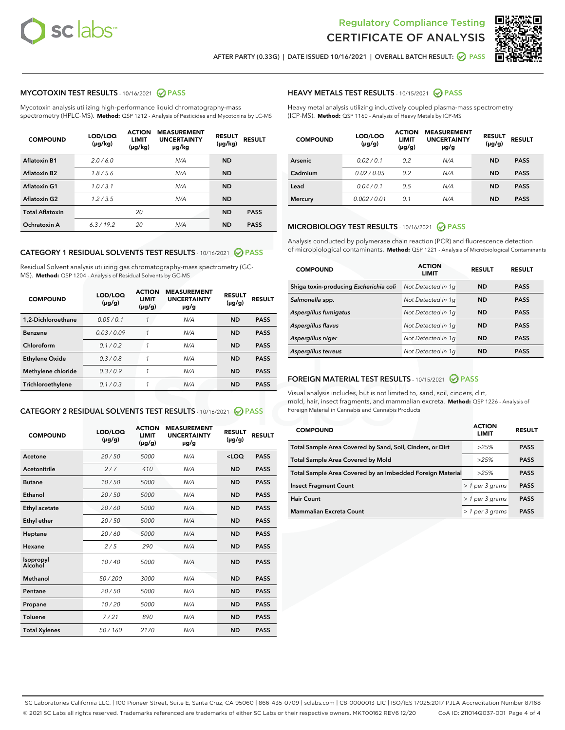Regulatory Compliance Testing
CERTIFICATE OF ANALYSIS

AFTER PARTY (0.33G) | DATE ISSUED 10/16/2021 | OVERALL BATCH RESULT: PASS

## MYCOTOXIN TEST RESULTS - 10/16/2021 PASS

Mycotoxin analysis utilizing high-performance liquid chromatography-mass spectrometry (HPLC-MS). **Method:** QSP 1212 - Analysis of Pesticides and Mycotoxins by LC-MS

| COMPOUND | LOD/LOQ (µg/kg) | ACTION LIMIT (µg/kg) | MEASUREMENT UNCERTAINTY µg/kg | RESULT (µg/kg) | RESULT |
|---|---|---|---|---|---|
| Aflatoxin B1 | 2.0 / 6.0 | | N/A | ND | |
| Aflatoxin B2 | 1.8 / 5.6 | | N/A | ND | |
| Aflatoxin G1 | 1.0 / 3.1 | | N/A | ND | |
| Aflatoxin G2 | 1.2 / 3.5 | | N/A | ND | |
| Total Aflatoxin | | 20 | | ND | PASS |
| Ochratoxin A | 6.3 / 19.2 | 20 | N/A | ND | PASS |

## CATEGORY 1 RESIDUAL SOLVENTS TEST RESULTS - 10/16/2021 PASS

Residual Solvent analysis utilizing gas chromatography-mass spectrometry (GC-MS). **Method:** QSP 1204 - Analysis of Residual Solvents by GC-MS

| COMPOUND | LOD/LOQ (µg/g) | ACTION LIMIT (µg/g) | MEASUREMENT UNCERTAINTY µg/g | RESULT (µg/g) | RESULT |
|---|---|---|---|---|---|
| 1,2-Dichloroethane | 0.05 / 0.1 | 1 | N/A | ND | PASS |
| Benzene | 0.03 / 0.09 | 1 | N/A | ND | PASS |
| Chloroform | 0.1 / 0.2 | 1 | N/A | ND | PASS |
| Ethylene Oxide | 0.3 / 0.8 | 1 | N/A | ND | PASS |
| Methylene chloride | 0.3 / 0.9 | 1 | N/A | ND | PASS |
| Trichloroethylene | 0.1 / 0.3 | 1 | N/A | ND | PASS |

## CATEGORY 2 RESIDUAL SOLVENTS TEST RESULTS - 10/16/2021 PASS

| COMPOUND | LOD/LOQ (µg/g) | ACTION LIMIT (µg/g) | MEASUREMENT UNCERTAINTY µg/g | RESULT (µg/g) | RESULT |
|---|---|---|---|---|---|
| Acetone | 20 / 50 | 5000 | N/A | <LOQ | PASS |
| Acetonitrile | 2 / 7 | 410 | N/A | ND | PASS |
| Butane | 10 / 50 | 5000 | N/A | ND | PASS |
| Ethanol | 20 / 50 | 5000 | N/A | ND | PASS |
| Ethyl acetate | 20 / 60 | 5000 | N/A | ND | PASS |
| Ethyl ether | 20 / 50 | 5000 | N/A | ND | PASS |
| Heptane | 20 / 60 | 5000 | N/A | ND | PASS |
| Hexane | 2 / 5 | 290 | N/A | ND | PASS |
| Isopropyl Alcohol | 10 / 40 | 5000 | N/A | ND | PASS |
| Methanol | 50 / 200 | 3000 | N/A | ND | PASS |
| Pentane | 20 / 50 | 5000 | N/A | ND | PASS |
| Propane | 10 / 20 | 5000 | N/A | ND | PASS |
| Toluene | 7 / 21 | 890 | N/A | ND | PASS |
| Total Xylenes | 50 / 160 | 2170 | N/A | ND | PASS |

## HEAVY METALS TEST RESULTS - 10/15/2021 PASS

Heavy metal analysis utilizing inductively coupled plasma-mass spectrometry (ICP-MS). **Method:** QSP 1160 - Analysis of Heavy Metals by ICP-MS

| COMPOUND | LOD/LOQ (µg/g) | ACTION LIMIT (µg/g) | MEASUREMENT UNCERTAINTY µg/g | RESULT (µg/g) | RESULT |
|---|---|---|---|---|---|
| Arsenic | 0.02 / 0.1 | 0.2 | N/A | ND | PASS |
| Cadmium | 0.02 / 0.05 | 0.2 | N/A | ND | PASS |
| Lead | 0.04 / 0.1 | 0.5 | N/A | ND | PASS |
| Mercury | 0.002 / 0.01 | 0.1 | N/A | ND | PASS |

## MICROBIOLOGY TEST RESULTS - 10/16/2021 PASS

Analysis conducted by polymerase chain reaction (PCR) and fluorescence detection of microbiological contaminants. **Method:** QSP 1221 - Analysis of Microbiological Contaminants

| COMPOUND | ACTION LIMIT | RESULT | RESULT |
|---|---|---|---|
| Shiga toxin-producing *Escherichia coli* | Not Detected in 1g | ND | PASS |
| *Salmonella* spp. | Not Detected in 1g | ND | PASS |
| *Aspergillus fumigatus* | Not Detected in 1g | ND | PASS |
| *Aspergillus flavus* | Not Detected in 1g | ND | PASS |
| *Aspergillus niger* | Not Detected in 1g | ND | PASS |
| *Aspergillus terreus* | Not Detected in 1g | ND | PASS |

## FOREIGN MATERIAL TEST RESULTS - 10/15/2021 PASS

Visual analysis includes, but is not limited to, sand, soil, cinders, dirt, mold, hair, insect fragments, and mammalian excreta. **Method:** QSP 1226 - Analysis of Foreign Material in Cannabis and Cannabis Products

| COMPOUND | ACTION LIMIT | RESULT |
|---|---|---|
| Total Sample Area Covered by Sand, Soil, Cinders, or Dirt | >25% | PASS |
| Total Sample Area Covered by Mold | >25% | PASS |
| Total Sample Area Covered by an Imbedded Foreign Material | >25% | PASS |
| Insect Fragment Count | > 1 per 3 grams | PASS |
| Hair Count | > 1 per 3 grams | PASS |
| Mammalian Excreta Count | > 1 per 3 grams | PASS |

SC Laboratories California LLC. | 100 Pioneer Street, Suite E, Santa Cruz, CA 95060 | 866-435-0709 | sclabs.com | C8-0000013-LIC | ISO/IES 17025:2017 PJLA Accreditation Number 87168
© 2021 SC Labs all rights reserved. Trademarks referenced are trademarks of either SC Labs or their respective owners. MKT00162 REV6 12/20 CoA ID: 211014Q037-001